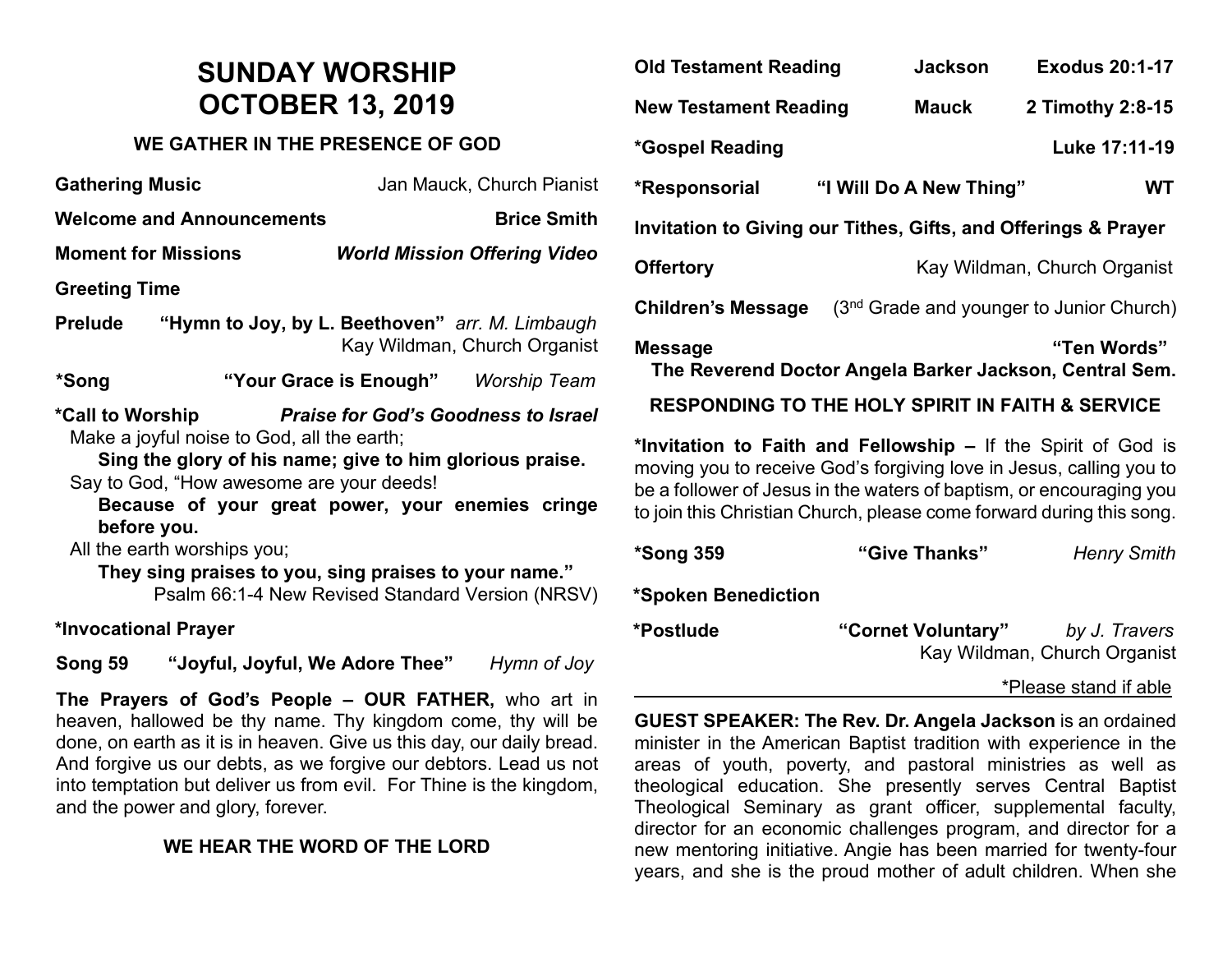# SUNDAY WORSHIP
# OCTOBER 13, 2019

### WE GATHER IN THE PRESENCE OF GOD

**Gathering Music** — Jan Mauck, Church Pianist

**Welcome and Announcements** — **Brice Smith**

**Moment for Missions** — ***World Mission Offering Video***

**Greeting Time**

**Prelude** — **"Hymn to Joy, by L. Beethoven"** *arr. M. Limbaugh*
Kay Wildman, Church Organist

**\*Song** — **"Your Grace is Enough"** *Worship Team*

**\*Call to Worship** — ***Praise for God's Goodness to Israel***

Make a joyful noise to God, all the earth;
**Sing the glory of his name; give to him glorious praise.**
Say to God, "How awesome are your deeds!
**Because of your great power, your enemies cringe before you.**
All the earth worships you;
**They sing praises to you, sing praises to your name."**
Psalm 66:1-4 New Revised Standard Version (NRSV)

**\*Invocational Prayer**

**Song 59** — **"Joyful, Joyful, We Adore Thee"** *Hymn of Joy*

**The Prayers of God's People – OUR FATHER,** who art in heaven, hallowed be thy name. Thy kingdom come, thy will be done, on earth as it is in heaven. Give us this day, our daily bread. And forgive us our debts, as we forgive our debtors. Lead us not into temptation but deliver us from evil. For Thine is the kingdom, and the power and glory, forever.

### WE HEAR THE WORD OF THE LORD

**Old Testament Reading** — **Jackson** — **Exodus 20:1-17**

**New Testament Reading** — **Mauck** — **2 Timothy 2:8-15**

**\*Gospel Reading** — **Luke 17:11-19**

**\*Responsorial** — **"I Will Do A New Thing"** — **WT**

**Invitation to Giving our Tithes, Gifts, and Offerings & Prayer**

**Offertory** — Kay Wildman, Church Organist

**Children's Message** — (3rd Grade and younger to Junior Church)

**Message** — **"Ten Words"**
**The Reverend Doctor Angela Barker Jackson, Central Sem.**

### RESPONDING TO THE HOLY SPIRIT IN FAITH & SERVICE

**\*Invitation to Faith and Fellowship –** If the Spirit of God is moving you to receive God's forgiving love in Jesus, calling you to be a follower of Jesus in the waters of baptism, or encouraging you to join this Christian Church, please come forward during this song.

**\*Song 359** — **"Give Thanks"** *Henry Smith*

**\*Spoken Benediction**

**\*Postlude** — **"Cornet Voluntary"** *by J. Travers*
Kay Wildman, Church Organist

\*Please stand if able

---

**GUEST SPEAKER: The Rev. Dr. Angela Jackson** is an ordained minister in the American Baptist tradition with experience in the areas of youth, poverty, and pastoral ministries as well as theological education. She presently serves Central Baptist Theological Seminary as grant officer, supplemental faculty, director for an economic challenges program, and director for a new mentoring initiative. Angie has been married for twenty-four years, and she is the proud mother of adult children. When she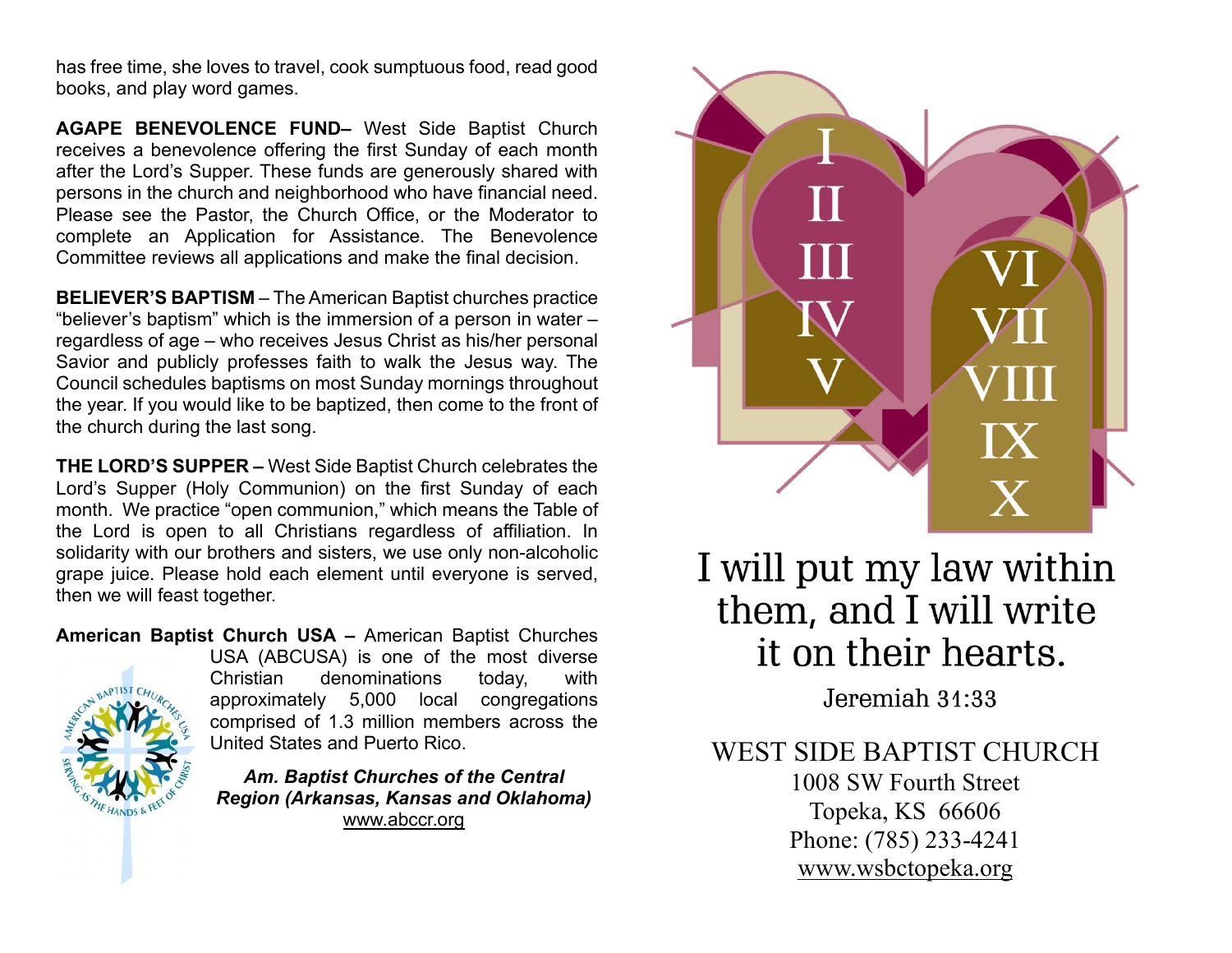has free time, she loves to travel, cook sumptuous food, read good books, and play word games.

**AGAPE BENEVOLENCE FUND–** West Side Baptist Church receives a benevolence offering the first Sunday of each month after the Lord's Supper. These funds are generously shared with persons in the church and neighborhood who have financial need. Please see the Pastor, the Church Office, or the Moderator to complete an Application for Assistance. The Benevolence Committee reviews all applications and make the final decision.

**BELIEVER'S BAPTISM** – The American Baptist churches practice "believer's baptism" which is the immersion of a person in water – regardless of age – who receives Jesus Christ as his/her personal Savior and publicly professes faith to walk the Jesus way. The Council schedules baptisms on most Sunday mornings throughout the year. If you would like to be baptized, then come to the front of the church during the last song.

**THE LORD'S SUPPER –** West Side Baptist Church celebrates the Lord's Supper (Holy Communion) on the first Sunday of each month. We practice "open communion," which means the Table of the Lord is open to all Christians regardless of affiliation. In solidarity with our brothers and sisters, we use only non-alcoholic grape juice. Please hold each element until everyone is served, then we will feast together.

**American Baptist Church USA –** American Baptist Churches USA (ABCUSA) is one of the most diverse Christian denominations today, with approximately 5,000 local congregations comprised of 1.3 million members across the United States and Puerto Rico.

AMERICAN BAPTIST CHURCHES USA
SERVING AS THE HANDS & FEET OF CHRIST

***Am. Baptist Churches of the Central Region (Arkansas, Kansas and Oklahoma)***
www.abccr.org

I
II
III
IV
V
VI
VII
VIII
IX
X

I will put my law within them, and I will write it on their hearts.

Jeremiah 31:33

WEST SIDE BAPTIST CHURCH
1008 SW Fourth Street
Topeka, KS 66606
Phone: (785) 233-4241
www.wsbctopeka.org